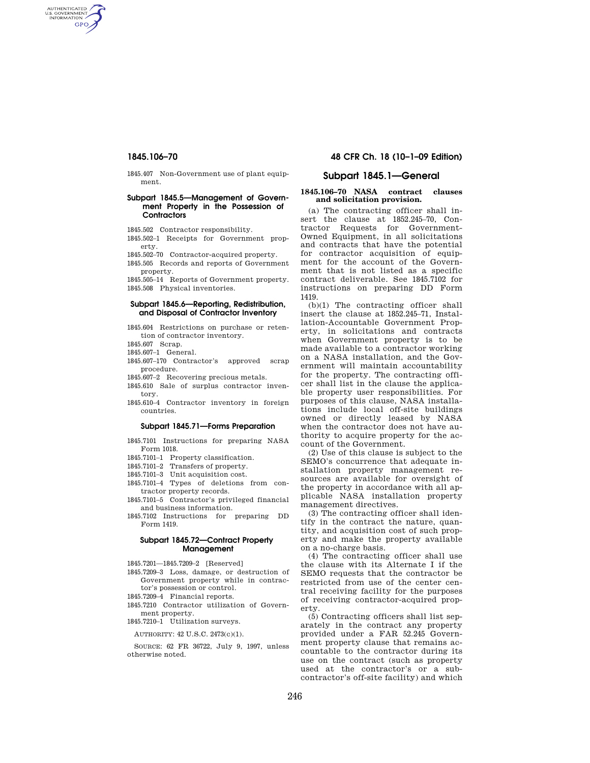1845.407 Non-Government use of plant equipment.

### Subpart 1845.5—Management of Government Property in the Possession of Contractors

1845.502 Contractor responsibility.
1845.502–1 Receipts for Government property.
1845.502–70 Contractor-acquired property.
1845.505 Records and reports of Government property.
1845.505–14 Reports of Government property.
1845.508 Physical inventories.

### Subpart 1845.6—Reporting, Redistribution, and Disposal of Contractor Inventory

1845.604 Restrictions on purchase or retention of contractor inventory.
1845.607 Scrap.
1845.607–1 General.
1845.607–170 Contractor's approved scrap procedure.
1845.607–2 Recovering precious metals.
1845.610 Sale of surplus contractor inventory.
1845.610–4 Contractor inventory in foreign countries.

### Subpart 1845.71—Forms Preparation

1845.7101 Instructions for preparing NASA Form 1018.
1845.7101–1 Property classification.
1845.7101–2 Transfers of property.
1845.7101–3 Unit acquisition cost.
1845.7101–4 Types of deletions from contractor property records.
1845.7101–5 Contractor's privileged financial and business information.
1845.7102 Instructions for preparing DD Form 1419.

### Subpart 1845.72—Contract Property Management

1845.7201—1845.7209–2 [Reserved]
1845.7209–3 Loss, damage, or destruction of Government property while in contractor's possession or control.
1845.7209–4 Financial reports.
1845.7210 Contractor utilization of Government property.
1845.7210–1 Utilization surveys.

AUTHORITY: 42 U.S.C. 2473(c)(1).

SOURCE: 62 FR 36722, July 9, 1997, unless otherwise noted.

## Subpart 1845.1—General

**1845.106–70 NASA contract clauses and solicitation provision.**

(a) The contracting officer shall insert the clause at 1852.245–70, Contractor Requests for Government-Owned Equipment, in all solicitations and contracts that have the potential for contractor acquisition of equipment for the account of the Government that is not listed as a specific contract deliverable. See 1845.7102 for instructions on preparing DD Form 1419.

(b)(1) The contracting officer shall insert the clause at 1852.245–71, Installation-Accountable Government Property, in solicitations and contracts when Government property is to be made available to a contractor working on a NASA installation, and the Government will maintain accountability for the property. The contracting officer shall list in the clause the applicable property user responsibilities. For purposes of this clause, NASA installations include local off-site buildings owned or directly leased by NASA when the contractor does not have authority to acquire property for the account of the Government.

(2) Use of this clause is subject to the SEMO's concurrence that adequate installation property management resources are available for oversight of the property in accordance with all applicable NASA installation property management directives.

(3) The contracting officer shall identify in the contract the nature, quantity, and acquisition cost of such property and make the property available on a no-charge basis.

(4) The contracting officer shall use the clause with its Alternate I if the SEMO requests that the contractor be restricted from use of the center central receiving facility for the purposes of receiving contractor-acquired property.

(5) Contracting officers shall list separately in the contract any property provided under a FAR 52.245 Government property clause that remains accountable to the contractor during its use on the contract (such as property used at the contractor's or a subcontractor's off-site facility) and which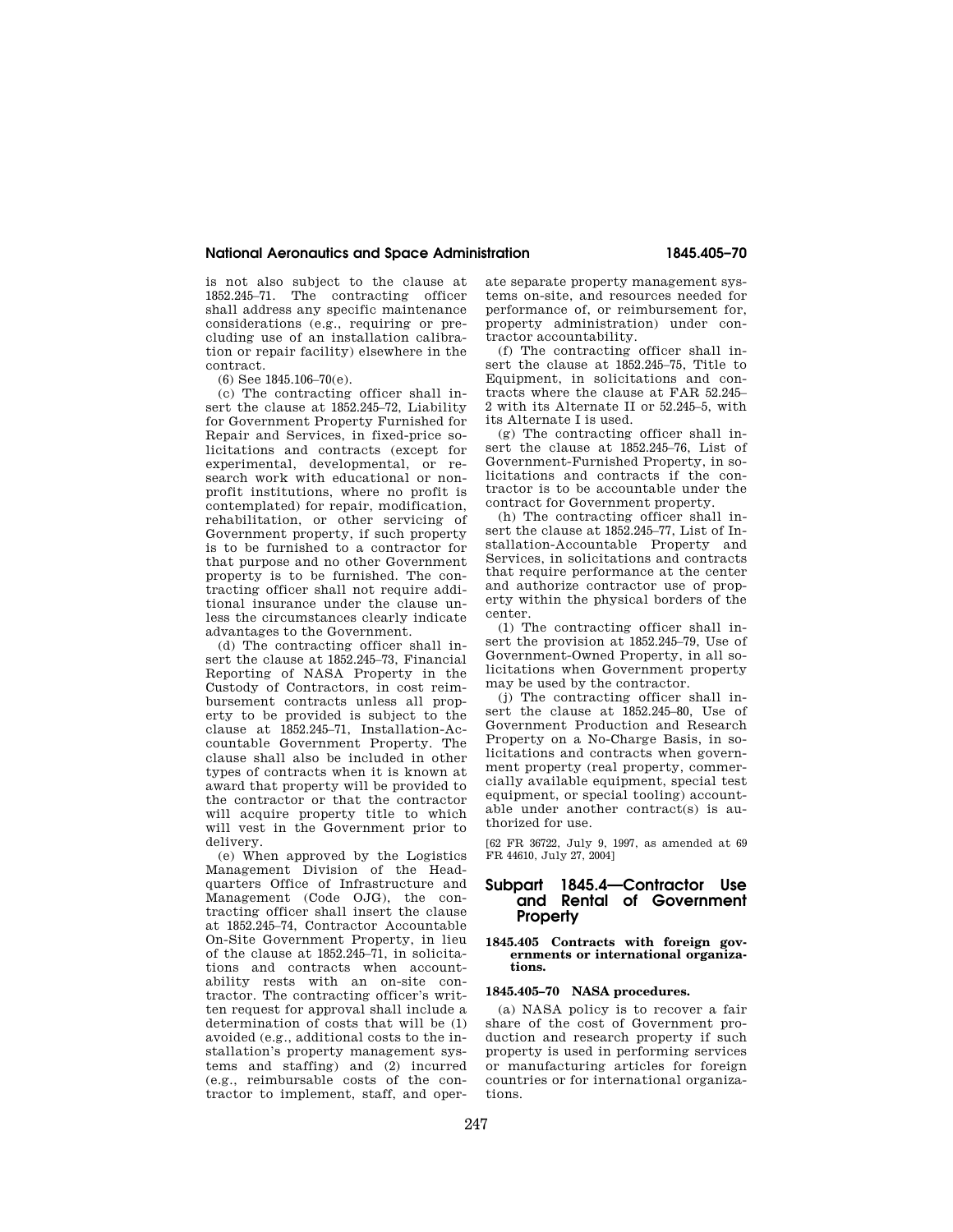is not also subject to the clause at 1852.245–71. The contracting officer shall address any specific maintenance considerations (e.g., requiring or precluding use of an installation calibration or repair facility) elsewhere in the contract.

(6) See 1845.106–70(e).

(c) The contracting officer shall insert the clause at 1852.245–72, Liability for Government Property Furnished for Repair and Services, in fixed-price solicitations and contracts (except for experimental, developmental, or research work with educational or non-profit institutions, where no profit is contemplated) for repair, modification, rehabilitation, or other servicing of Government property, if such property is to be furnished to a contractor for that purpose and no other Government property is to be furnished. The contracting officer shall not require additional insurance under the clause unless the circumstances clearly indicate advantages to the Government.

(d) The contracting officer shall insert the clause at 1852.245–73, Financial Reporting of NASA Property in the Custody of Contractors, in cost reimbursement contracts unless all property to be provided is subject to the clause at 1852.245–71, Installation-Accountable Government Property. The clause shall also be included in other types of contracts when it is known at award that property will be provided to the contractor or that the contractor will acquire property title to which will vest in the Government prior to delivery.

(e) When approved by the Logistics Management Division of the Headquarters Office of Infrastructure and Management (Code OJG), the contracting officer shall insert the clause at 1852.245–74, Contractor Accountable On-Site Government Property, in lieu of the clause at 1852.245–71, in solicitations and contracts when accountability rests with an on-site contractor. The contracting officer's written request for approval shall include a determination of costs that will be (1) avoided (e.g., additional costs to the installation's property management systems and staffing) and (2) incurred (e.g., reimbursable costs of the contractor to implement, staff, and operate separate property management systems on-site, and resources needed for performance of, or reimbursement for, property administration) under contractor accountability.

(f) The contracting officer shall insert the clause at 1852.245–75, Title to Equipment, in solicitations and contracts where the clause at FAR 52.245–2 with its Alternate II or 52.245–5, with its Alternate I is used.

(g) The contracting officer shall insert the clause at 1852.245–76, List of Government-Furnished Property, in solicitations and contracts if the contractor is to be accountable under the contract for Government property.

(h) The contracting officer shall insert the clause at 1852.245–77, List of Installation-Accountable Property and Services, in solicitations and contracts that require performance at the center and authorize contractor use of property within the physical borders of the center.

(i) The contracting officer shall insert the provision at 1852.245–79, Use of Government-Owned Property, in all solicitations when Government property may be used by the contractor.

(j) The contracting officer shall insert the clause at 1852.245–80, Use of Government Production and Research Property on a No-Charge Basis, in solicitations and contracts when government property (real property, commercially available equipment, special test equipment, or special tooling) accountable under another contract(s) is authorized for use.

[62 FR 36722, July 9, 1997, as amended at 69 FR 44610, July 27, 2004]

## Subpart 1845.4—Contractor Use and Rental of Government Property

### 1845.405 Contracts with foreign governments or international organizations.

### 1845.405–70 NASA procedures.

(a) NASA policy is to recover a fair share of the cost of Government production and research property if such property is used in performing services or manufacturing articles for foreign countries or for international organizations.